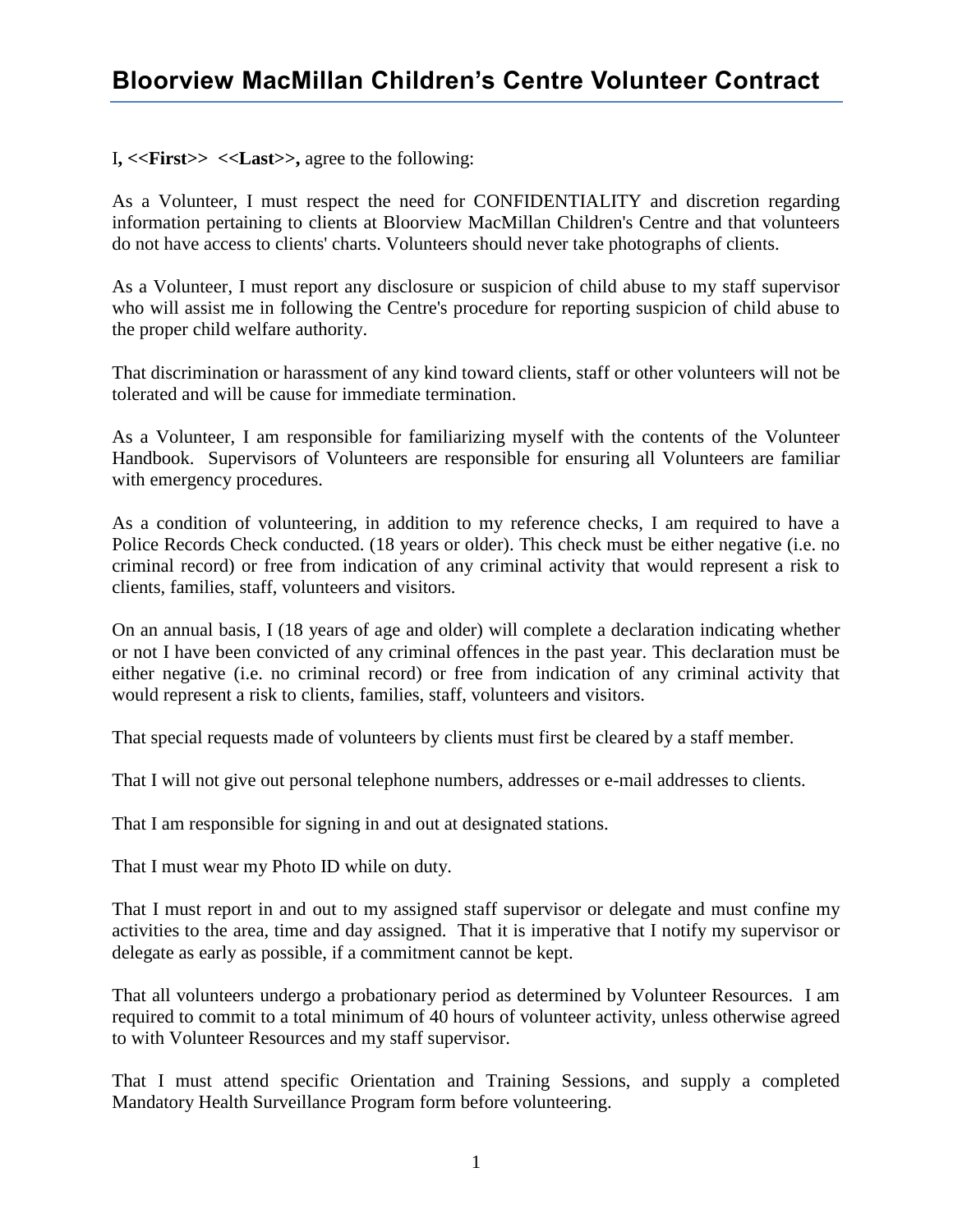# Bloorview MacMillan Children's Centre Volunteer Contract

I**, <<First>> <<Last>>,** agree to the following:

As a Volunteer, I must respect the need for CONFIDENTIALITY and discretion regarding information pertaining to clients at Bloorview MacMillan Children's Centre and that volunteers do not have access to clients' charts. Volunteers should never take photographs of clients.

As a Volunteer, I must report any disclosure or suspicion of child abuse to my staff supervisor who will assist me in following the Centre's procedure for reporting suspicion of child abuse to the proper child welfare authority.

That discrimination or harassment of any kind toward clients, staff or other volunteers will not be tolerated and will be cause for immediate termination.

As a Volunteer, I am responsible for familiarizing myself with the contents of the Volunteer Handbook. Supervisors of Volunteers are responsible for ensuring all Volunteers are familiar with emergency procedures.

As a condition of volunteering, in addition to my reference checks, I am required to have a Police Records Check conducted. (18 years or older). This check must be either negative (i.e. no criminal record) or free from indication of any criminal activity that would represent a risk to clients, families, staff, volunteers and visitors.

On an annual basis, I (18 years of age and older) will complete a declaration indicating whether or not I have been convicted of any criminal offences in the past year. This declaration must be either negative (i.e. no criminal record) or free from indication of any criminal activity that would represent a risk to clients, families, staff, volunteers and visitors.

That special requests made of volunteers by clients must first be cleared by a staff member.

That I will not give out personal telephone numbers, addresses or e-mail addresses to clients.

That I am responsible for signing in and out at designated stations.

That I must wear my Photo ID while on duty.

That I must report in and out to my assigned staff supervisor or delegate and must confine my activities to the area, time and day assigned. That it is imperative that I notify my supervisor or delegate as early as possible, if a commitment cannot be kept.

That all volunteers undergo a probationary period as determined by Volunteer Resources. I am required to commit to a total minimum of 40 hours of volunteer activity, unless otherwise agreed to with Volunteer Resources and my staff supervisor.

That I must attend specific Orientation and Training Sessions, and supply a completed Mandatory Health Surveillance Program form before volunteering.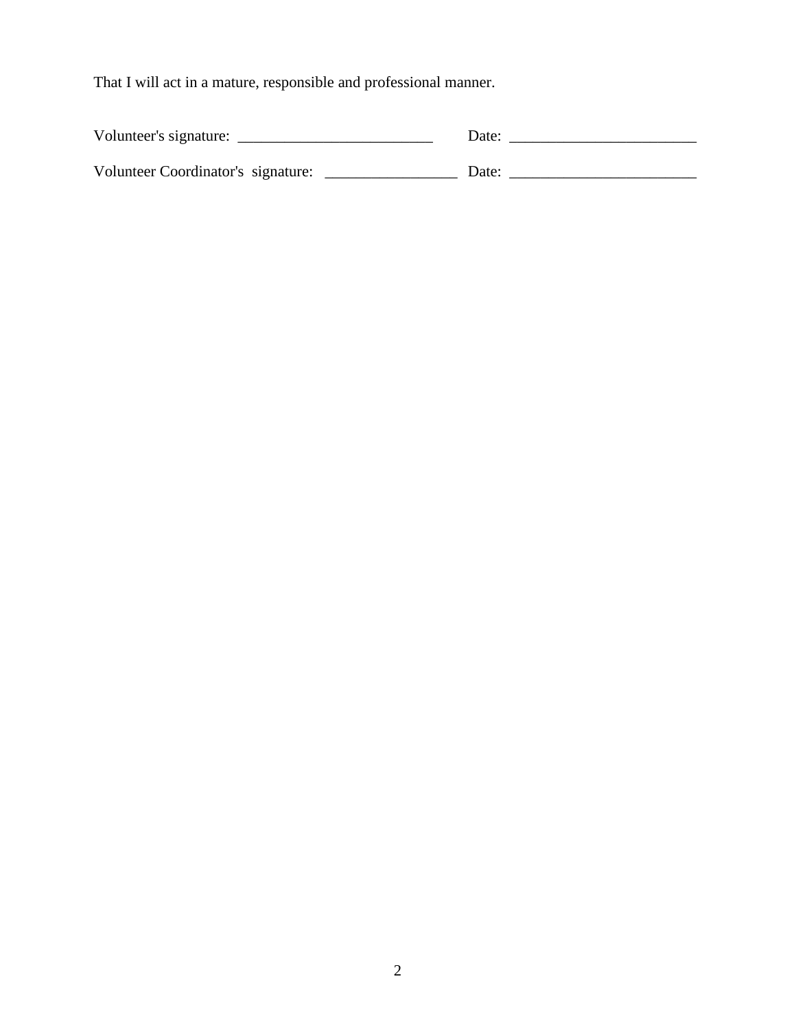That I will act in a mature, responsible and professional manner.

Volunteer's signature: _________________________ Date: ________________________

Volunteer Coordinator's signature: _________________ Date: ________________________